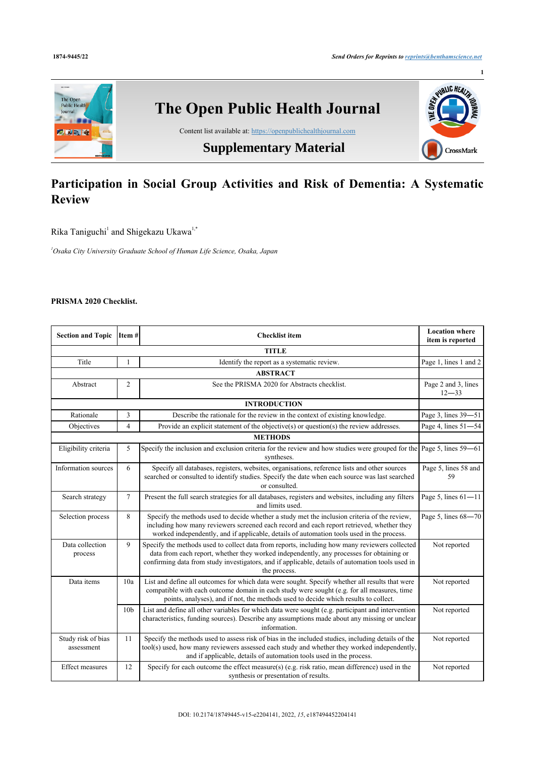1874-9445/22

*Send Orders for Reprints to reprints@benthamscience.net*

# The Open Public Health Journal

Content list available at: https://openpublichealthjournal.com

## Supplementary Material

# Participation in Social Group Activities and Risk of Dementia: A Systematic Review

Rika Taniguchi[1] and Shigekazu Ukawa[1,*]

[1]*Osaka City University Graduate School of Human Life Science, Osaka, Japan*

**PRISMA 2020 Checklist.**

| Section and Topic | Item # | Checklist item | Location where item is reported |
|---|---|---|---|
| **TITLE** | | | |
| Title | 1 | Identify the report as a systematic review. | Page 1, lines 1 and 2 |
| **ABSTRACT** | | | |
| Abstract | 2 | See the PRISMA 2020 for Abstracts checklist. | Page 2 and 3, lines 12—33 |
| **INTRODUCTION** | | | |
| Rationale | 3 | Describe the rationale for the review in the context of existing knowledge. | Page 3, lines 39—51 |
| Objectives | 4 | Provide an explicit statement of the objective(s) or question(s) the review addresses. | Page 4, lines 51—54 |
| **METHODS** | | | |
| Eligibility criteria | 5 | Specify the inclusion and exclusion criteria for the review and how studies were grouped for the syntheses. | Page 5, lines 59—61 |
| Information sources | 6 | Specify all databases, registers, websites, organisations, reference lists and other sources searched or consulted to identify studies. Specify the date when each source was last searched or consulted. | Page 5, lines 58 and 59 |
| Search strategy | 7 | Present the full search strategies for all databases, registers and websites, including any filters and limits used. | Page 5, lines 61—11 |
| Selection process | 8 | Specify the methods used to decide whether a study met the inclusion criteria of the review, including how many reviewers screened each record and each report retrieved, whether they worked independently, and if applicable, details of automation tools used in the process. | Page 5, lines 68—70 |
| Data collection process | 9 | Specify the methods used to collect data from reports, including how many reviewers collected data from each report, whether they worked independently, any processes for obtaining or confirming data from study investigators, and if applicable, details of automation tools used in the process. | Not reported |
| Data items | 10a | List and define all outcomes for which data were sought. Specify whether all results that were compatible with each outcome domain in each study were sought (e.g. for all measures, time points, analyses), and if not, the methods used to decide which results to collect. | Not reported |
| | 10b | List and define all other variables for which data were sought (e.g. participant and intervention characteristics, funding sources). Describe any assumptions made about any missing or unclear information. | Not reported |
| Study risk of bias assessment | 11 | Specify the methods used to assess risk of bias in the included studies, including details of the tool(s) used, how many reviewers assessed each study and whether they worked independently, and if applicable, details of automation tools used in the process. | Not reported |
| Effect measures | 12 | Specify for each outcome the effect measure(s) (e.g. risk ratio, mean difference) used in the synthesis or presentation of results. | Not reported |

DOI: 10.2174/18749445-v15-e2204141, 2022, *15*, e187494452204141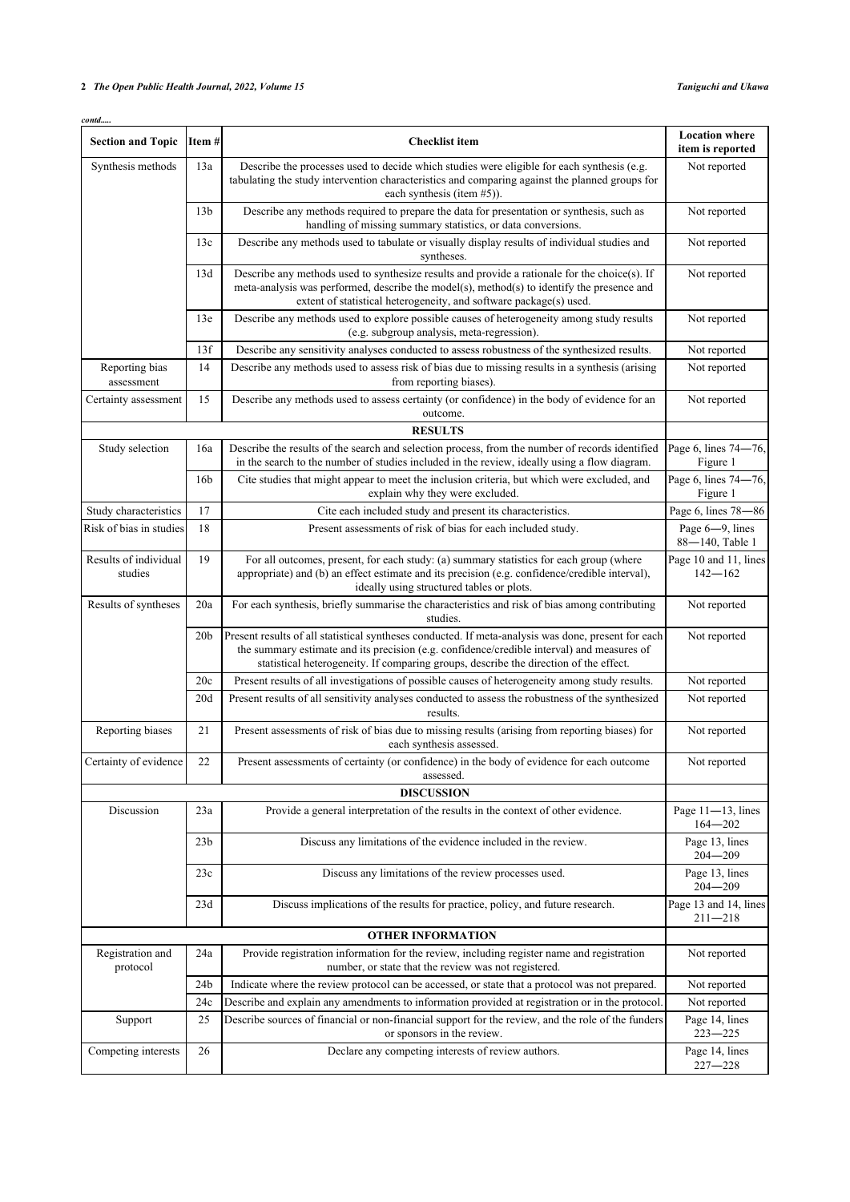*contd.....*

| Section and Topic | Item # | Checklist item | Location where item is reported |
|---|---|---|---|
| Synthesis methods | 13a | Describe the processes used to decide which studies were eligible for each synthesis (e.g. tabulating the study intervention characteristics and comparing against the planned groups for each synthesis (item #5)). | Not reported |
| | 13b | Describe any methods required to prepare the data for presentation or synthesis, such as handling of missing summary statistics, or data conversions. | Not reported |
| | 13c | Describe any methods used to tabulate or visually display results of individual studies and syntheses. | Not reported |
| | 13d | Describe any methods used to synthesize results and provide a rationale for the choice(s). If meta-analysis was performed, describe the model(s), method(s) to identify the presence and extent of statistical heterogeneity, and software package(s) used. | Not reported |
| | 13e | Describe any methods used to explore possible causes of heterogeneity among study results (e.g. subgroup analysis, meta-regression). | Not reported |
| | 13f | Describe any sensitivity analyses conducted to assess robustness of the synthesized results. | Not reported |
| Reporting bias assessment | 14 | Describe any methods used to assess risk of bias due to missing results in a synthesis (arising from reporting biases). | Not reported |
| Certainty assessment | 15 | Describe any methods used to assess certainty (or confidence) in the body of evidence for an outcome. | Not reported |
| **RESULTS** | | | |
| Study selection | 16a | Describe the results of the search and selection process, from the number of records identified in the search to the number of studies included in the review, ideally using a flow diagram. | Page 6, lines 74—76, Figure 1 |
| | 16b | Cite studies that might appear to meet the inclusion criteria, but which were excluded, and explain why they were excluded. | Page 6, lines 74—76, Figure 1 |
| Study characteristics | 17 | Cite each included study and present its characteristics. | Page 6, lines 78—86 |
| Risk of bias in studies | 18 | Present assessments of risk of bias for each included study. | Page 6—9, lines 88—140, Table 1 |
| Results of individual studies | 19 | For all outcomes, present, for each study: (a) summary statistics for each group (where appropriate) and (b) an effect estimate and its precision (e.g. confidence/credible interval), ideally using structured tables or plots. | Page 10 and 11, lines 142—162 |
| Results of syntheses | 20a | For each synthesis, briefly summarise the characteristics and risk of bias among contributing studies. | Not reported |
| | 20b | Present results of all statistical syntheses conducted. If meta-analysis was done, present for each the summary estimate and its precision (e.g. confidence/credible interval) and measures of statistical heterogeneity. If comparing groups, describe the direction of the effect. | Not reported |
| | 20c | Present results of all investigations of possible causes of heterogeneity among study results. | Not reported |
| | 20d | Present results of all sensitivity analyses conducted to assess the robustness of the synthesized results. | Not reported |
| Reporting biases | 21 | Present assessments of risk of bias due to missing results (arising from reporting biases) for each synthesis assessed. | Not reported |
| Certainty of evidence | 22 | Present assessments of certainty (or confidence) in the body of evidence for each outcome assessed. | Not reported |
| **DISCUSSION** | | | |
| Discussion | 23a | Provide a general interpretation of the results in the context of other evidence. | Page 11—13, lines 164—202 |
| | 23b | Discuss any limitations of the evidence included in the review. | Page 13, lines 204—209 |
| | 23c | Discuss any limitations of the review processes used. | Page 13, lines 204—209 |
| | 23d | Discuss implications of the results for practice, policy, and future research. | Page 13 and 14, lines 211—218 |
| **OTHER INFORMATION** | | | |
| Registration and protocol | 24a | Provide registration information for the review, including register name and registration number, or state that the review was not registered. | Not reported |
| | 24b | Indicate where the review protocol can be accessed, or state that a protocol was not prepared. | Not reported |
| | 24c | Describe and explain any amendments to information provided at registration or in the protocol. | Not reported |
| Support | 25 | Describe sources of financial or non-financial support for the review, and the role of the funders or sponsors in the review. | Page 14, lines 223—225 |
| Competing interests | 26 | Declare any competing interests of review authors. | Page 14, lines 227—228 |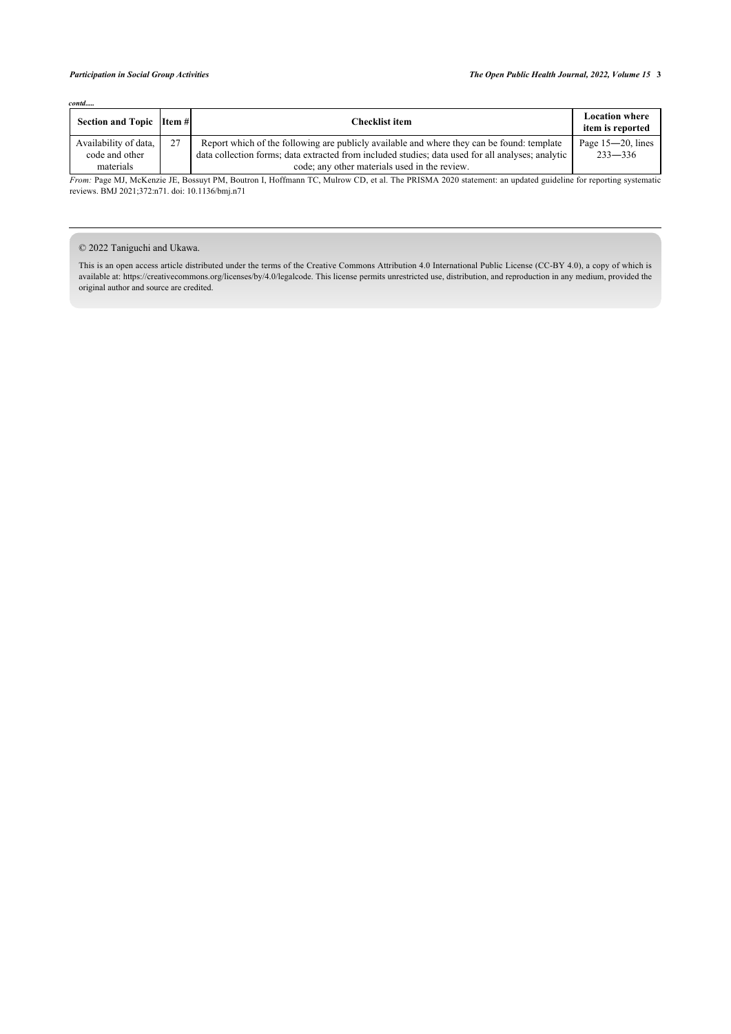*contd.....*

| Section and Topic | Item # | Checklist item | Location where item is reported |
|---|---|---|---|
| Availability of data, code and other materials | 27 | Report which of the following are publicly available and where they can be found: template data collection forms; data extracted from included studies; data used for all analyses; analytic code; any other materials used in the review. | Page 15―20, lines 233―336 |

*From:* Page MJ, McKenzie JE, Bossuyt PM, Boutron I, Hoffmann TC, Mulrow CD, et al. The PRISMA 2020 statement: an updated guideline for reporting systematic reviews. BMJ 2021;372:n71. doi: 10.1136/bmj.n71

© 2022 Taniguchi and Ukawa.

This is an open access article distributed under the terms of the Creative Commons Attribution 4.0 International Public License (CC-BY 4.0), a copy of which is available at: https://creativecommons.org/licenses/by/4.0/legalcode. This license permits unrestricted use, distribution, and reproduction in any medium, provided the original author and source are credited.